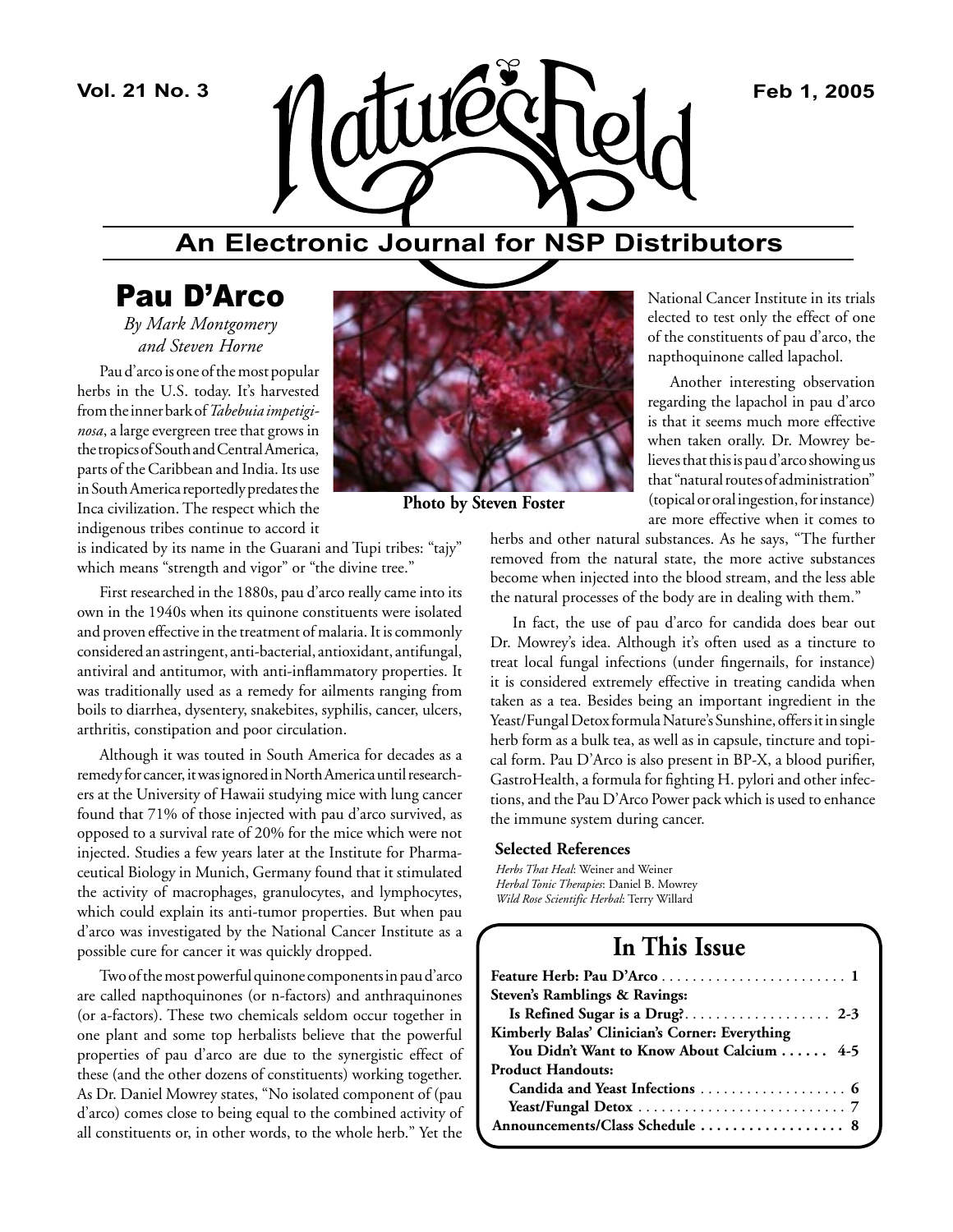Vol. 21 No. 3 — Nature's Field — Feb 1, 2005

## An Electronic Journal for NSP Distributors

# Pau D'Arco

*By Mark Montgomery and Steven Horne*

Pau d'arco is one of the most popular herbs in the U.S. today. It's harvested from the inner bark of *Tabebuia impetiginosa*, a large evergreen tree that grows in the tropics of South and Central America, parts of the Caribbean and India. Its use in South America reportedly predates the Inca civilization. The respect which the indigenous tribes continue to accord it is indicated by its name in the Guarani and Tupi tribes: "tajy" which means "strength and vigor" or "the divine tree."

**Photo by Steven Foster**

First researched in the 1880s, pau d'arco really came into its own in the 1940s when its quinone constituents were isolated and proven effective in the treatment of malaria. It is commonly considered an astringent, anti-bacterial, antioxidant, antifungal, antiviral and antitumor, with anti-inflammatory properties. It was traditionally used as a remedy for ailments ranging from boils to diarrhea, dysentery, snakebites, syphilis, cancer, ulcers, arthritis, constipation and poor circulation.

Although it was touted in South America for decades as a remedy for cancer, it was ignored in North America until researchers at the University of Hawaii studying mice with lung cancer found that 71% of those injected with pau d'arco survived, as opposed to a survival rate of 20% for the mice which were not injected. Studies a few years later at the Institute for Pharmaceutical Biology in Munich, Germany found that it stimulated the activity of macrophages, granulocytes, and lymphocytes, which could explain its anti-tumor properties. But when pau d'arco was investigated by the National Cancer Institute as a possible cure for cancer it was quickly dropped.

Two of the most powerful quinone components in pau d'arco are called napthoquinones (or n-factors) and anthraquinones (or a-factors). These two chemicals seldom occur together in one plant and some top herbalists believe that the powerful properties of pau d'arco are due to the synergistic effect of these (and the other dozens of constituents) working together. As Dr. Daniel Mowrey states, "No isolated component of (pau d'arco) comes close to being equal to the combined activity of all constituents or, in other words, to the whole herb." Yet the National Cancer Institute in its trials elected to test only the effect of one of the constituents of pau d'arco, the napthoquinone called lapachol.

Another interesting observation regarding the lapachol in pau d'arco is that it seems much more effective when taken orally. Dr. Mowrey believes that this is pau d'arco showing us that "natural routes of administration" (topical or oral ingestion, for instance) are more effective when it comes to herbs and other natural substances. As he says, "The further removed from the natural state, the more active substances become when injected into the blood stream, and the less able the natural processes of the body are in dealing with them."

In fact, the use of pau d'arco for candida does bear out Dr. Mowrey's idea. Although it's often used as a tincture to treat local fungal infections (under fingernails, for instance) it is considered extremely effective in treating candida when taken as a tea. Besides being an important ingredient in the Yeast/Fungal Detox formula Nature's Sunshine, offers it in single herb form as a bulk tea, as well as in capsule, tincture and topical form. Pau D'Arco is also present in BP-X, a blood purifier, GastroHealth, a formula for fighting H. pylori and other infections, and the Pau D'Arco Power pack which is used to enhance the immune system during cancer.

### Selected References

*Herbs That Heal*: Weiner and Weiner
*Herbal Tonic Therapies*: Daniel B. Mowrey
*Wild Rose Scientific Herbal*: Terry Willard

## In This Issue

**Feature Herb: Pau D'Arco** . . . . . . . . . . 1
**Steven's Ramblings & Ravings:**
**Is Refined Sugar is a Drug?** . . . . . . . . . . 2-3
**Kimberly Balas' Clinician's Corner: Everything You Didn't Want to Know About Calcium** . . . . . . 4-5
**Product Handouts:**
**Candida and Yeast Infections** . . . . . . . . . . 6
**Yeast/Fungal Detox** . . . . . . . . . . 7
**Announcements/Class Schedule** . . . . . . . . . . 8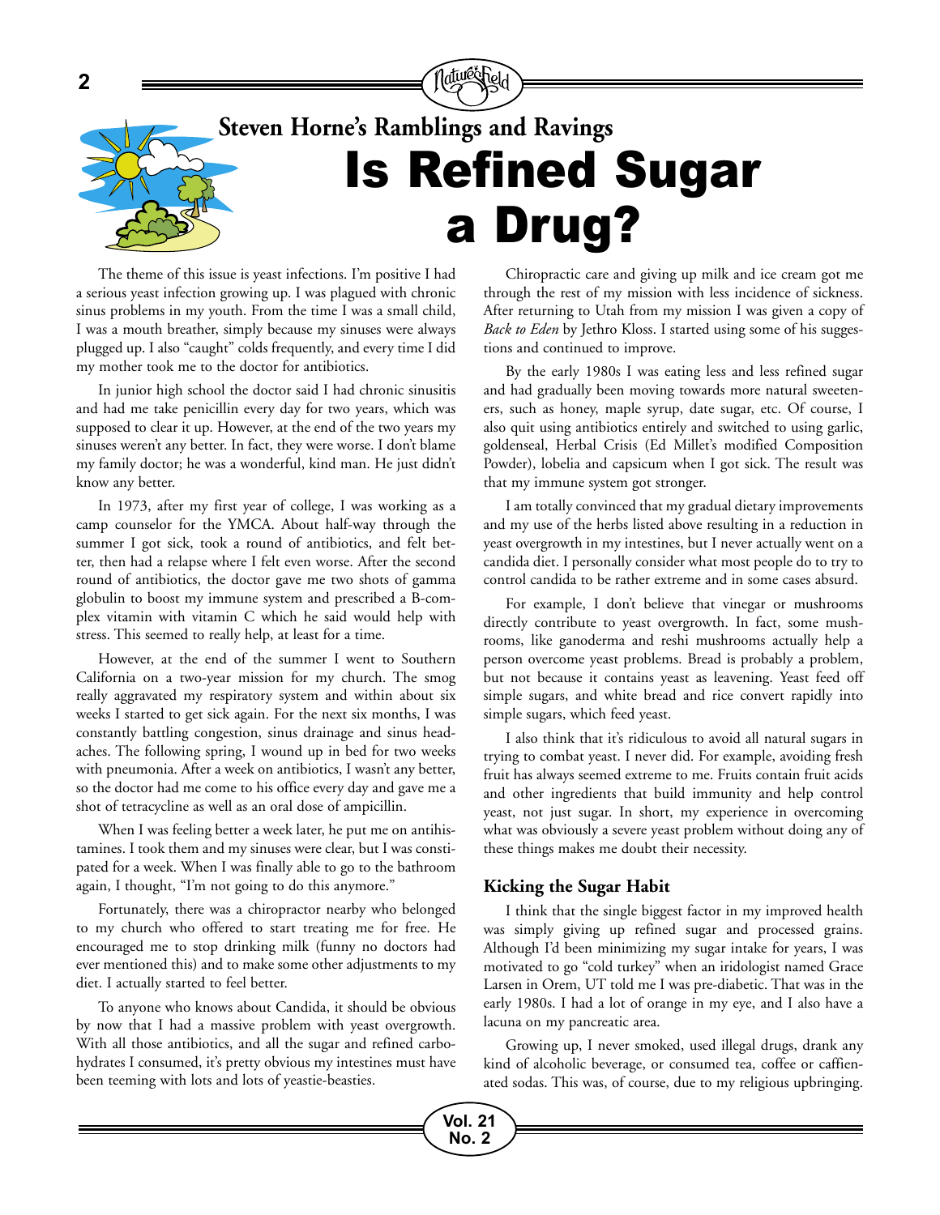## Steven Horne's Ramblings and Ravings

# Is Refined Sugar a Drug?

The theme of this issue is yeast infections. I'm positive I had a serious yeast infection growing up. I was plagued with chronic sinus problems in my youth. From the time I was a small child, I was a mouth breather, simply because my sinuses were always plugged up. I also "caught" colds frequently, and every time I did my mother took me to the doctor for antibiotics.

In junior high school the doctor said I had chronic sinusitis and had me take penicillin every day for two years, which was supposed to clear it up. However, at the end of the two years my sinuses weren't any better. In fact, they were worse. I don't blame my family doctor; he was a wonderful, kind man. He just didn't know any better.

In 1973, after my first year of college, I was working as a camp counselor for the YMCA. About half-way through the summer I got sick, took a round of antibiotics, and felt better, then had a relapse where I felt even worse. After the second round of antibiotics, the doctor gave me two shots of gamma globulin to boost my immune system and prescribed a B-complex vitamin with vitamin C which he said would help with stress. This seemed to really help, at least for a time.

However, at the end of the summer I went to Southern California on a two-year mission for my church. The smog really aggravated my respiratory system and within about six weeks I started to get sick again. For the next six months, I was constantly battling congestion, sinus drainage and sinus headaches. The following spring, I wound up in bed for two weeks with pneumonia. After a week on antibiotics, I wasn't any better, so the doctor had me come to his office every day and gave me a shot of tetracycline as well as an oral dose of ampicillin.

When I was feeling better a week later, he put me on antihistamines. I took them and my sinuses were clear, but I was constipated for a week. When I was finally able to go to the bathroom again, I thought, "I'm not going to do this anymore."

Fortunately, there was a chiropractor nearby who belonged to my church who offered to start treating me for free. He encouraged me to stop drinking milk (funny no doctors had ever mentioned this) and to make some other adjustments to my diet. I actually started to feel better.

To anyone who knows about Candida, it should be obvious by now that I had a massive problem with yeast overgrowth. With all those antibiotics, and all the sugar and refined carbohydrates I consumed, it's pretty obvious my intestines must have been teeming with lots and lots of yeastie-beasties.

Chiropractic care and giving up milk and ice cream got me through the rest of my mission with less incidence of sickness. After returning to Utah from my mission I was given a copy of *Back to Eden* by Jethro Kloss. I started using some of his suggestions and continued to improve.

By the early 1980s I was eating less and less refined sugar and had gradually been moving towards more natural sweeteners, such as honey, maple syrup, date sugar, etc. Of course, I also quit using antibiotics entirely and switched to using garlic, goldenseal, Herbal Crisis (Ed Millet's modified Composition Powder), lobelia and capsicum when I got sick. The result was that my immune system got stronger.

I am totally convinced that my gradual dietary improvements and my use of the herbs listed above resulting in a reduction in yeast overgrowth in my intestines, but I never actually went on a candida diet. I personally consider what most people do to try to control candida to be rather extreme and in some cases absurd.

For example, I don't believe that vinegar or mushrooms directly contribute to yeast overgrowth. In fact, some mushrooms, like ganoderma and reshi mushrooms actually help a person overcome yeast problems. Bread is probably a problem, but not because it contains yeast as leavening. Yeast feed off simple sugars, and white bread and rice convert rapidly into simple sugars, which feed yeast.

I also think that it's ridiculous to avoid all natural sugars in trying to combat yeast. I never did. For example, avoiding fresh fruit has always seemed extreme to me. Fruits contain fruit acids and other ingredients that build immunity and help control yeast, not just sugar. In short, my experience in overcoming what was obviously a severe yeast problem without doing any of these things makes me doubt their necessity.

### Kicking the Sugar Habit

I think that the single biggest factor in my improved health was simply giving up refined sugar and processed grains. Although I'd been minimizing my sugar intake for years, I was motivated to go "cold turkey" when an iridologist named Grace Larsen in Orem, UT told me I was pre-diabetic. That was in the early 1980s. I had a lot of orange in my eye, and I also have a lacuna on my pancreatic area.

Growing up, I never smoked, used illegal drugs, drank any kind of alcoholic beverage, or consumed tea, coffee or caffienated sodas. This was, of course, due to my religious upbringing.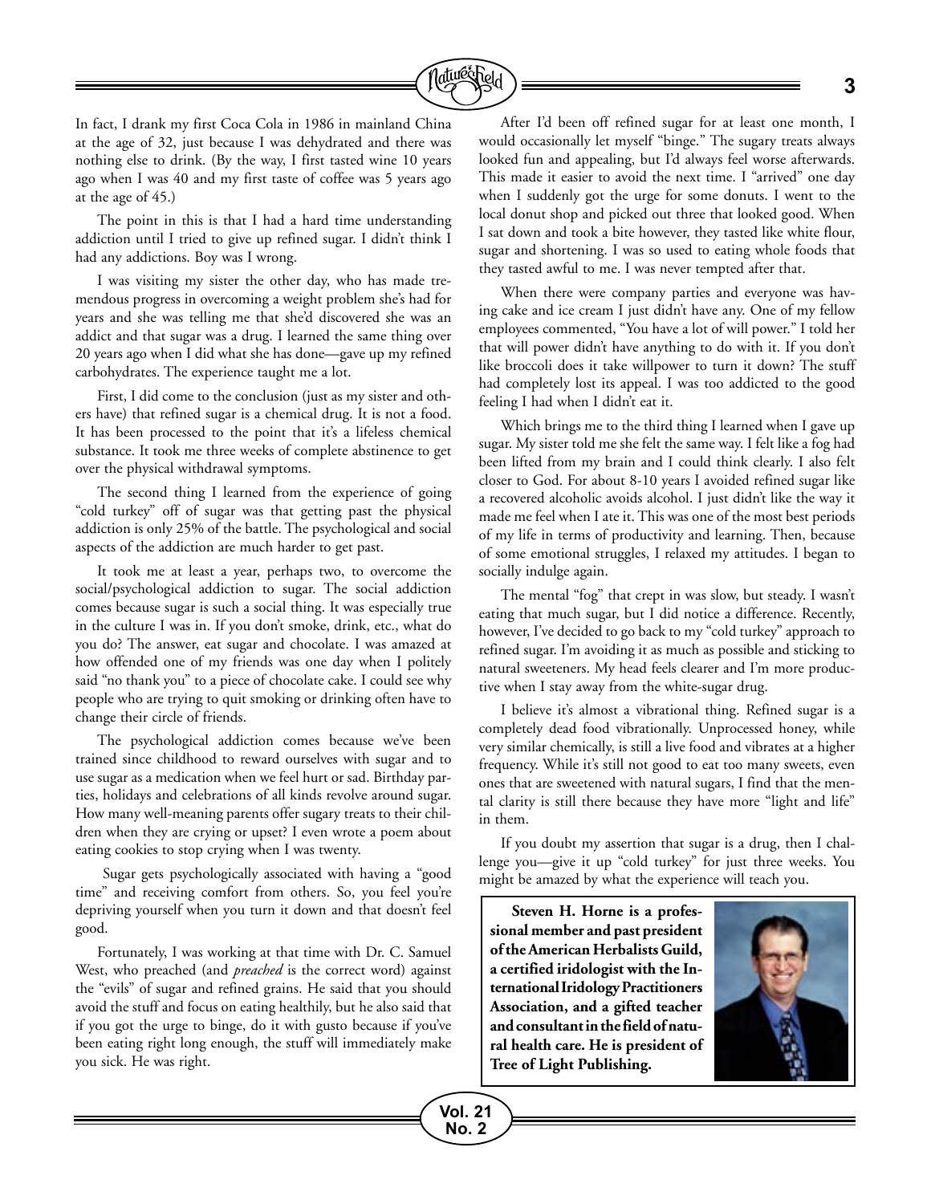In fact, I drank my first Coca Cola in 1986 in mainland China at the age of 32, just because I was dehydrated and there was nothing else to drink. (By the way, I first tasted wine 10 years ago when I was 40 and my first taste of coffee was 5 years ago at the age of 45.)

The point in this is that I had a hard time understanding addiction until I tried to give up refined sugar. I didn't think I had any addictions. Boy was I wrong.

I was visiting my sister the other day, who has made tremendous progress in overcoming a weight problem she's had for years and she was telling me that she'd discovered she was an addict and that sugar was a drug. I learned the same thing over 20 years ago when I did what she has done—gave up my refined carbohydrates. The experience taught me a lot.

First, I did come to the conclusion (just as my sister and others have) that refined sugar is a chemical drug. It is not a food. It has been processed to the point that it's a lifeless chemical substance. It took me three weeks of complete abstinence to get over the physical withdrawal symptoms.

The second thing I learned from the experience of going "cold turkey" off of sugar was that getting past the physical addiction is only 25% of the battle. The psychological and social aspects of the addiction are much harder to get past.

It took me at least a year, perhaps two, to overcome the social/psychological addiction to sugar. The social addiction comes because sugar is such a social thing. It was especially true in the culture I was in. If you don't smoke, drink, etc., what do you do? The answer, eat sugar and chocolate. I was amazed at how offended one of my friends was one day when I politely said "no thank you" to a piece of chocolate cake. I could see why people who are trying to quit smoking or drinking often have to change their circle of friends.

The psychological addiction comes because we've been trained since childhood to reward ourselves with sugar and to use sugar as a medication when we feel hurt or sad. Birthday parties, holidays and celebrations of all kinds revolve around sugar. How many well-meaning parents offer sugary treats to their children when they are crying or upset? I even wrote a poem about eating cookies to stop crying when I was twenty.

Sugar gets psychologically associated with having a "good time" and receiving comfort from others. So, you feel you're depriving yourself when you turn it down and that doesn't feel good.

Fortunately, I was working at that time with Dr. C. Samuel West, who preached (and *preached* is the correct word) against the "evils" of sugar and refined grains. He said that you should avoid the stuff and focus on eating healthily, but he also said that if you got the urge to binge, do it with gusto because if you've been eating right long enough, the stuff will immediately make you sick. He was right.

After I'd been off refined sugar for at least one month, I would occasionally let myself "binge." The sugary treats always looked fun and appealing, but I'd always feel worse afterwards. This made it easier to avoid the next time. I "arrived" one day when I suddenly got the urge for some donuts. I went to the local donut shop and picked out three that looked good. When I sat down and took a bite however, they tasted like white flour, sugar and shortening. I was so used to eating whole foods that they tasted awful to me. I was never tempted after that.

When there were company parties and everyone was having cake and ice cream I just didn't have any. One of my fellow employees commented, "You have a lot of will power." I told her that will power didn't have anything to do with it. If you don't like broccoli does it take willpower to turn it down? The stuff had completely lost its appeal. I was too addicted to the good feeling I had when I didn't eat it.

Which brings me to the third thing I learned when I gave up sugar. My sister told me she felt the same way. I felt like a fog had been lifted from my brain and I could think clearly. I also felt closer to God. For about 8-10 years I avoided refined sugar like a recovered alcoholic avoids alcohol. I just didn't like the way it made me feel when I ate it. This was one of the most best periods of my life in terms of productivity and learning. Then, because of some emotional struggles, I relaxed my attitudes. I began to socially indulge again.

The mental "fog" that crept in was slow, but steady. I wasn't eating that much sugar, but I did notice a difference. Recently, however, I've decided to go back to my "cold turkey" approach to refined sugar. I'm avoiding it as much as possible and sticking to natural sweeteners. My head feels clearer and I'm more productive when I stay away from the white-sugar drug.

I believe it's almost a vibrational thing. Refined sugar is a completely dead food vibrationally. Unprocessed honey, while very similar chemically, is still a live food and vibrates at a higher frequency. While it's still not good to eat too many sweets, even ones that are sweetened with natural sugars, I find that the mental clarity is still there because they have more "light and life" in them.

If you doubt my assertion that sugar is a drug, then I challenge you—give it up "cold turkey" for just three weeks. You might be amazed by what the experience will teach you.

**Steven H. Horne is a professional member and past president of the American Herbalists Guild, a certified iridologist with the International Iridology Practitioners Association, and a gifted teacher and consultant in the field of natural health care. He is president of Tree of Light Publishing.**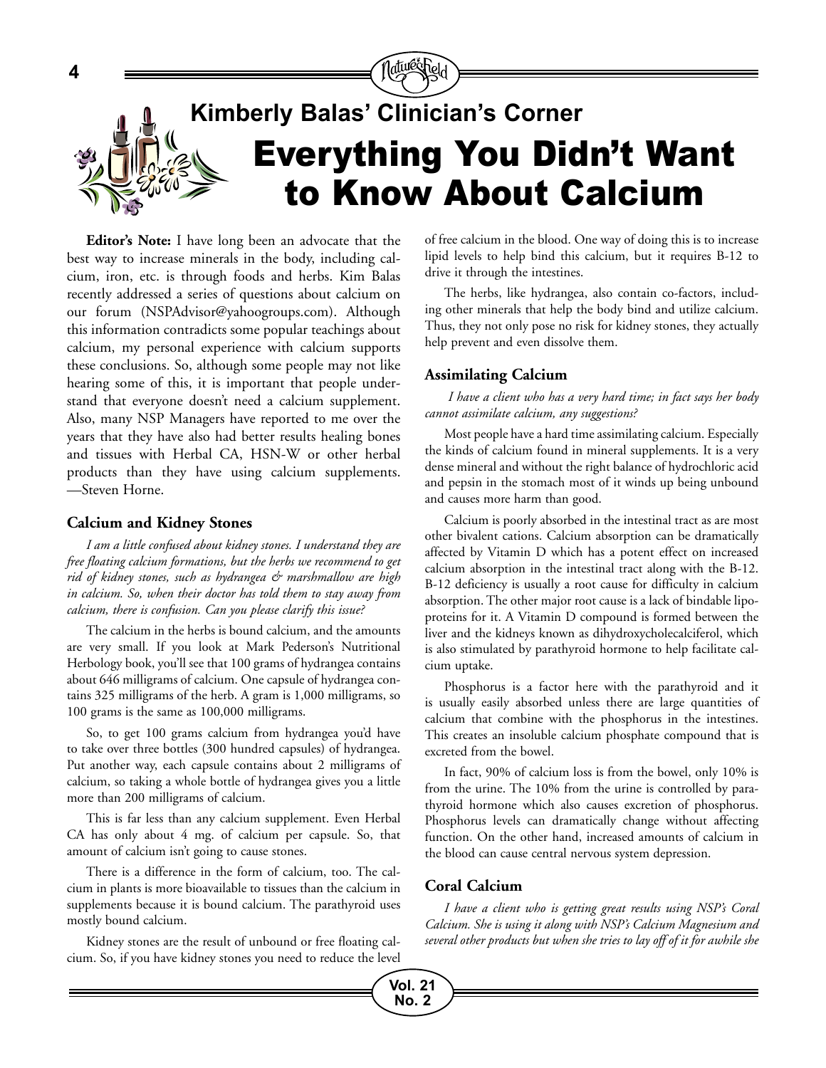## Kimberly Balas' Clinician's Corner

# Everything You Didn't Want to Know About Calcium

**Editor's Note:** I have long been an advocate that the best way to increase minerals in the body, including calcium, iron, etc. is through foods and herbs. Kim Balas recently addressed a series of questions about calcium on our forum (NSPAdvisor@yahoogroups.com). Although this information contradicts some popular teachings about calcium, my personal experience with calcium supports these conclusions. So, although some people may not like hearing some of this, it is important that people understand that everyone doesn't need a calcium supplement. Also, many NSP Managers have reported to me over the years that they have also had better results healing bones and tissues with Herbal CA, HSN-W or other herbal products than they have using calcium supplements. —Steven Horne.

### Calcium and Kidney Stones

*I am a little confused about kidney stones. I understand they are free floating calcium formations, but the herbs we recommend to get rid of kidney stones, such as hydrangea & marshmallow are high in calcium. So, when their doctor has told them to stay away from calcium, there is confusion. Can you please clarify this issue?*

The calcium in the herbs is bound calcium, and the amounts are very small. If you look at Mark Pederson's Nutritional Herbology book, you'll see that 100 grams of hydrangea contains about 646 milligrams of calcium. One capsule of hydrangea contains 325 milligrams of the herb. A gram is 1,000 milligrams, so 100 grams is the same as 100,000 milligrams.

So, to get 100 grams calcium from hydrangea you'd have to take over three bottles (300 hundred capsules) of hydrangea. Put another way, each capsule contains about 2 milligrams of calcium, so taking a whole bottle of hydrangea gives you a little more than 200 milligrams of calcium.

This is far less than any calcium supplement. Even Herbal CA has only about 4 mg. of calcium per capsule. So, that amount of calcium isn't going to cause stones.

There is a difference in the form of calcium, too. The calcium in plants is more bioavailable to tissues than the calcium in supplements because it is bound calcium. The parathyroid uses mostly bound calcium.

Kidney stones are the result of unbound or free floating calcium. So, if you have kidney stones you need to reduce the level of free calcium in the blood. One way of doing this is to increase lipid levels to help bind this calcium, but it requires B-12 to drive it through the intestines.

The herbs, like hydrangea, also contain co-factors, including other minerals that help the body bind and utilize calcium. Thus, they not only pose no risk for kidney stones, they actually help prevent and even dissolve them.

### Assimilating Calcium

*I have a client who has a very hard time; in fact says her body cannot assimilate calcium, any suggestions?*

Most people have a hard time assimilating calcium. Especially the kinds of calcium found in mineral supplements. It is a very dense mineral and without the right balance of hydrochloric acid and pepsin in the stomach most of it winds up being unbound and causes more harm than good.

Calcium is poorly absorbed in the intestinal tract as are most other bivalent cations. Calcium absorption can be dramatically affected by Vitamin D which has a potent effect on increased calcium absorption in the intestinal tract along with the B-12. B-12 deficiency is usually a root cause for difficulty in calcium absorption. The other major root cause is a lack of bindable lipoproteins for it. A Vitamin D compound is formed between the liver and the kidneys known as dihydroxycholecalciferol, which is also stimulated by parathyroid hormone to help facilitate calcium uptake.

Phosphorus is a factor here with the parathyroid and it is usually easily absorbed unless there are large quantities of calcium that combine with the phosphorus in the intestines. This creates an insoluble calcium phosphate compound that is excreted from the bowel.

In fact, 90% of calcium loss is from the bowel, only 10% is from the urine. The 10% from the urine is controlled by parathyroid hormone which also causes excretion of phosphorus. Phosphorus levels can dramatically change without affecting function. On the other hand, increased amounts of calcium in the blood can cause central nervous system depression.

### Coral Calcium

*I have a client who is getting great results using NSP's Coral Calcium. She is using it along with NSP's Calcium Magnesium and several other products but when she tries to lay off of it for awhile she*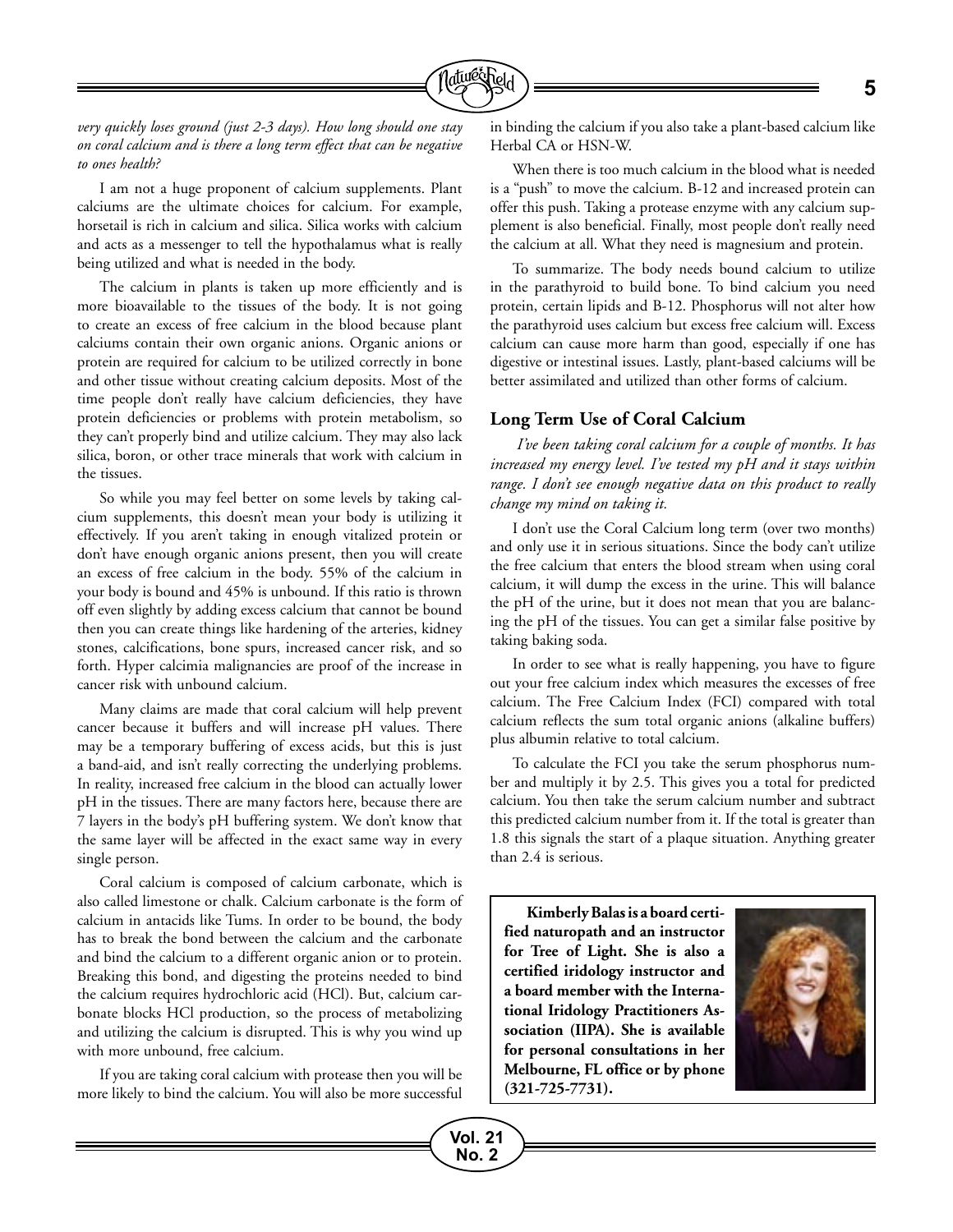*very quickly loses ground (just 2-3 days). How long should one stay on coral calcium and is there a long term effect that can be negative to ones health?*

I am not a huge proponent of calcium supplements. Plant calciums are the ultimate choices for calcium. For example, horsetail is rich in calcium and silica. Silica works with calcium and acts as a messenger to tell the hypothalamus what is really being utilized and what is needed in the body.

The calcium in plants is taken up more efficiently and is more bioavailable to the tissues of the body. It is not going to create an excess of free calcium in the blood because plant calciums contain their own organic anions. Organic anions or protein are required for calcium to be utilized correctly in bone and other tissue without creating calcium deposits. Most of the time people don't really have calcium deficiencies, they have protein deficiencies or problems with protein metabolism, so they can't properly bind and utilize calcium. They may also lack silica, boron, or other trace minerals that work with calcium in the tissues.

So while you may feel better on some levels by taking calcium supplements, this doesn't mean your body is utilizing it effectively. If you aren't taking in enough vitalized protein or don't have enough organic anions present, then you will create an excess of free calcium in the body. 55% of the calcium in your body is bound and 45% is unbound. If this ratio is thrown off even slightly by adding excess calcium that cannot be bound then you can create things like hardening of the arteries, kidney stones, calcifications, bone spurs, increased cancer risk, and so forth. Hyper calcimia malignancies are proof of the increase in cancer risk with unbound calcium.

Many claims are made that coral calcium will help prevent cancer because it buffers and will increase pH values. There may be a temporary buffering of excess acids, but this is just a band-aid, and isn't really correcting the underlying problems. In reality, increased free calcium in the blood can actually lower pH in the tissues. There are many factors here, because there are 7 layers in the body's pH buffering system. We don't know that the same layer will be affected in the exact same way in every single person.

Coral calcium is composed of calcium carbonate, which is also called limestone or chalk. Calcium carbonate is the form of calcium in antacids like Tums. In order to be bound, the body has to break the bond between the calcium and the carbonate and bind the calcium to a different organic anion or to protein. Breaking this bond, and digesting the proteins needed to bind the calcium requires hydrochloric acid (HCl). But, calcium carbonate blocks HCl production, so the process of metabolizing and utilizing the calcium is disrupted. This is why you wind up with more unbound, free calcium.

If you are taking coral calcium with protease then you will be more likely to bind the calcium. You will also be more successful in binding the calcium if you also take a plant-based calcium like Herbal CA or HSN-W.

When there is too much calcium in the blood what is needed is a "push" to move the calcium. B-12 and increased protein can offer this push. Taking a protease enzyme with any calcium supplement is also beneficial. Finally, most people don't really need the calcium at all. What they need is magnesium and protein.

To summarize. The body needs bound calcium to utilize in the parathyroid to build bone. To bind calcium you need protein, certain lipids and B-12. Phosphorus will not alter how the parathyroid uses calcium but excess free calcium will. Excess calcium can cause more harm than good, especially if one has digestive or intestinal issues. Lastly, plant-based calciums will be better assimilated and utilized than other forms of calcium.

## Long Term Use of Coral Calcium

*I've been taking coral calcium for a couple of months. It has increased my energy level. I've tested my pH and it stays within range. I don't see enough negative data on this product to really change my mind on taking it.*

I don't use the Coral Calcium long term (over two months) and only use it in serious situations. Since the body can't utilize the free calcium that enters the blood stream when using coral calcium, it will dump the excess in the urine. This will balance the pH of the urine, but it does not mean that you are balancing the pH of the tissues. You can get a similar false positive by taking baking soda.

In order to see what is really happening, you have to figure out your free calcium index which measures the excesses of free calcium. The Free Calcium Index (FCI) compared with total calcium reflects the sum total organic anions (alkaline buffers) plus albumin relative to total calcium.

To calculate the FCI you take the serum phosphorus number and multiply it by 2.5. This gives you a total for predicted calcium. You then take the serum calcium number and subtract this predicted calcium number from it. If the total is greater than 1.8 this signals the start of a plaque situation. Anything greater than 2.4 is serious.

**Kimberly Balas is a board certified naturopath and an instructor for Tree of Light. She is also a certified iridology instructor and a board member with the International Iridology Practitioners Association (IIPA). She is available for personal consultations in her Melbourne, FL office or by phone (321-725-7731).**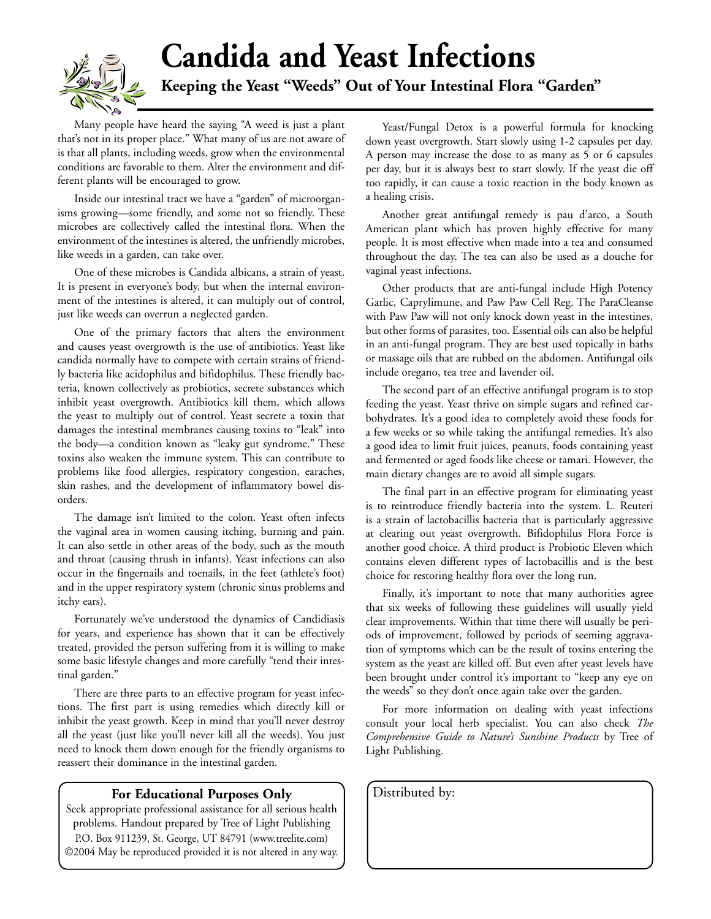# Candida and Yeast Infections

**Keeping the Yeast "Weeds" Out of Your Intestinal Flora "Garden"**

Many people have heard the saying "A weed is just a plant that's not in its proper place." What many of us are not aware of is that all plants, including weeds, grow when the environmental conditions are favorable to them. Alter the environment and different plants will be encouraged to grow.

Inside our intestinal tract we have a "garden" of microorganisms growing—some friendly, and some not so friendly. These microbes are collectively called the intestinal flora. When the environment of the intestines is altered, the unfriendly microbes, like weeds in a garden, can take over.

One of these microbes is Candida albicans, a strain of yeast. It is present in everyone's body, but when the internal environment of the intestines is altered, it can multiply out of control, just like weeds can overrun a neglected garden.

One of the primary factors that alters the environment and causes yeast overgrowth is the use of antibiotics. Yeast like candida normally have to compete with certain strains of friendly bacteria like acidophilus and bifidophilus. These friendly bacteria, known collectively as probiotics, secrete substances which inhibit yeast overgrowth. Antibiotics kill them, which allows the yeast to multiply out of control. Yeast secrete a toxin that damages the intestinal membranes causing toxins to "leak" into the body—a condition known as "leaky gut syndrome." These toxins also weaken the immune system. This can contribute to problems like food allergies, respiratory congestion, earaches, skin rashes, and the development of inflammatory bowel disorders.

The damage isn't limited to the colon. Yeast often infects the vaginal area in women causing itching, burning and pain. It can also settle in other areas of the body, such as the mouth and throat (causing thrush in infants). Yeast infections can also occur in the fingernails and toenails, in the feet (athlete's foot) and in the upper respiratory system (chronic sinus problems and itchy ears).

Fortunately we've understood the dynamics of Candidiasis for years, and experience has shown that it can be effectively treated, provided the person suffering from it is willing to make some basic lifestyle changes and more carefully "tend their intestinal garden."

There are three parts to an effective program for yeast infections. The first part is using remedies which directly kill or inhibit the yeast growth. Keep in mind that you'll never destroy all the yeast (just like you'll never kill all the weeds). You just need to knock them down enough for the friendly organisms to reassert their dominance in the intestinal garden.

Yeast/Fungal Detox is a powerful formula for knocking down yeast overgrowth. Start slowly using 1-2 capsules per day. A person may increase the dose to as many as 5 or 6 capsules per day, but it is always best to start slowly. If the yeast die off too rapidly, it can cause a toxic reaction in the body known as a healing crisis.

Another great antifungal remedy is pau d'arco, a South American plant which has proven highly effective for many people. It is most effective when made into a tea and consumed throughout the day. The tea can also be used as a douche for vaginal yeast infections.

Other products that are anti-fungal include High Potency Garlic, Caprylimune, and Paw Paw Cell Reg. The ParaCleanse with Paw Paw will not only knock down yeast in the intestines, but other forms of parasites, too. Essential oils can also be helpful in an anti-fungal program. They are best used topically in baths or massage oils that are rubbed on the abdomen. Antifungal oils include oregano, tea tree and lavender oil.

The second part of an effective antifungal program is to stop feeding the yeast. Yeast thrive on simple sugars and refined carbohydrates. It's a good idea to completely avoid these foods for a few weeks or so while taking the antifungal remedies. It's also a good idea to limit fruit juices, peanuts, foods containing yeast and fermented or aged foods like cheese or tamari. However, the main dietary changes are to avoid all simple sugars.

The final part in an effective program for eliminating yeast is to reintroduce friendly bacteria into the system. L. Reuteri is a strain of lactobacillis bacteria that is particularly aggressive at clearing out yeast overgrowth. Bifidophilus Flora Force is another good choice. A third product is Probiotic Eleven which contains eleven different types of lactobacillis and is the best choice for restoring healthy flora over the long run.

Finally, it's important to note that many authorities agree that six weeks of following these guidelines will usually yield clear improvements. Within that time there will usually be periods of improvement, followed by periods of seeming aggravation of symptoms which can be the result of toxins entering the system as the yeast are killed off. But even after yeast levels have been brought under control it's important to "keep any eye on the weeds" so they don't once again take over the garden.

For more information on dealing with yeast infections consult your local herb specialist. You can also check *The Comprehensive Guide to Nature's Sunshine Products* by Tree of Light Publishing.

**For Educational Purposes Only**

Seek appropriate professional assistance for all serious health problems. Handout prepared by Tree of Light Publishing P.O. Box 911239, St. George, UT 84791 (www.treelite.com) ©2004 May be reproduced provided it is not altered in any way.

Distributed by: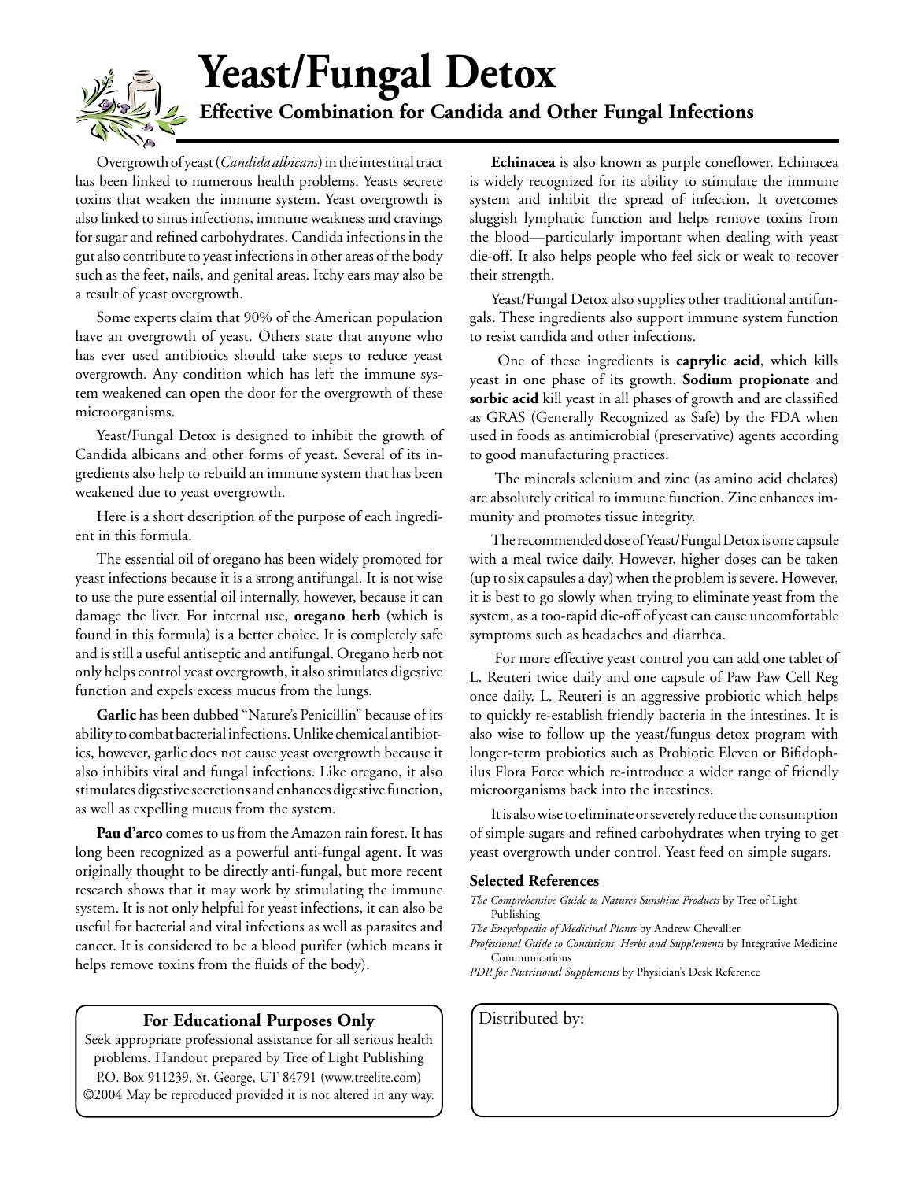# Yeast/Fungal Detox

## Effective Combination for Candida and Other Fungal Infections

Overgrowth of yeast (*Candida albicans*) in the intestinal tract has been linked to numerous health problems. Yeasts secrete toxins that weaken the immune system. Yeast overgrowth is also linked to sinus infections, immune weakness and cravings for sugar and refined carbohydrates. Candida infections in the gut also contribute to yeast infections in other areas of the body such as the feet, nails, and genital areas. Itchy ears may also be a result of yeast overgrowth.

Some experts claim that 90% of the American population have an overgrowth of yeast. Others state that anyone who has ever used antibiotics should take steps to reduce yeast overgrowth. Any condition which has left the immune system weakened can open the door for the overgrowth of these microorganisms.

Yeast/Fungal Detox is designed to inhibit the growth of Candida albicans and other forms of yeast. Several of its ingredients also help to rebuild an immune system that has been weakened due to yeast overgrowth.

Here is a short description of the purpose of each ingredient in this formula.

The essential oil of oregano has been widely promoted for yeast infections because it is a strong antifungal. It is not wise to use the pure essential oil internally, however, because it can damage the liver. For internal use, **oregano herb** (which is found in this formula) is a better choice. It is completely safe and is still a useful antiseptic and antifungal. Oregano herb not only helps control yeast overgrowth, it also stimulates digestive function and expels excess mucus from the lungs.

**Garlic** has been dubbed "Nature's Penicillin" because of its ability to combat bacterial infections. Unlike chemical antibiotics, however, garlic does not cause yeast overgrowth because it also inhibits viral and fungal infections. Like oregano, it also stimulates digestive secretions and enhances digestive function, as well as expelling mucus from the system.

**Pau d'arco** comes to us from the Amazon rain forest. It has long been recognized as a powerful anti-fungal agent. It was originally thought to be directly anti-fungal, but more recent research shows that it may work by stimulating the immune system. It is not only helpful for yeast infections, it can also be useful for bacterial and viral infections as well as parasites and cancer. It is considered to be a blood purifer (which means it helps remove toxins from the fluids of the body).

**Echinacea** is also known as purple coneflower. Echinacea is widely recognized for its ability to stimulate the immune system and inhibit the spread of infection. It overcomes sluggish lymphatic function and helps remove toxins from the blood—particularly important when dealing with yeast die-off. It also helps people who feel sick or weak to recover their strength.

Yeast/Fungal Detox also supplies other traditional antifungals. These ingredients also support immune system function to resist candida and other infections.

One of these ingredients is **caprylic acid**, which kills yeast in one phase of its growth. **Sodium propionate** and **sorbic acid** kill yeast in all phases of growth and are classified as GRAS (Generally Recognized as Safe) by the FDA when used in foods as antimicrobial (preservative) agents according to good manufacturing practices.

The minerals selenium and zinc (as amino acid chelates) are absolutely critical to immune function. Zinc enhances immunity and promotes tissue integrity.

The recommended dose of Yeast/Fungal Detox is one capsule with a meal twice daily. However, higher doses can be taken (up to six capsules a day) when the problem is severe. However, it is best to go slowly when trying to eliminate yeast from the system, as a too-rapid die-off of yeast can cause uncomfortable symptoms such as headaches and diarrhea.

For more effective yeast control you can add one tablet of L. Reuteri twice daily and one capsule of Paw Paw Cell Reg once daily. L. Reuteri is an aggressive probiotic which helps to quickly re-establish friendly bacteria in the intestines. It is also wise to follow up the yeast/fungus detox program with longer-term probiotics such as Probiotic Eleven or Bifidophilus Flora Force which re-introduce a wider range of friendly microorganisms back into the intestines.

It is also wise to eliminate or severely reduce the consumption of simple sugars and refined carbohydrates when trying to get yeast overgrowth under control. Yeast feed on simple sugars.

### Selected References

*The Comprehensive Guide to Nature's Sunshine Products* by Tree of Light Publishing

*The Encyclopedia of Medicinal Plants* by Andrew Chevallier

*Professional Guide to Conditions, Herbs and Supplements* by Integrative Medicine Communications

*PDR for Nutritional Supplements* by Physician's Desk Reference

**For Educational Purposes Only**

Seek appropriate professional assistance for all serious health problems. Handout prepared by Tree of Light Publishing P.O. Box 911239, St. George, UT 84791 (www.treelite.com) ©2004 May be reproduced provided it is not altered in any way.

Distributed by: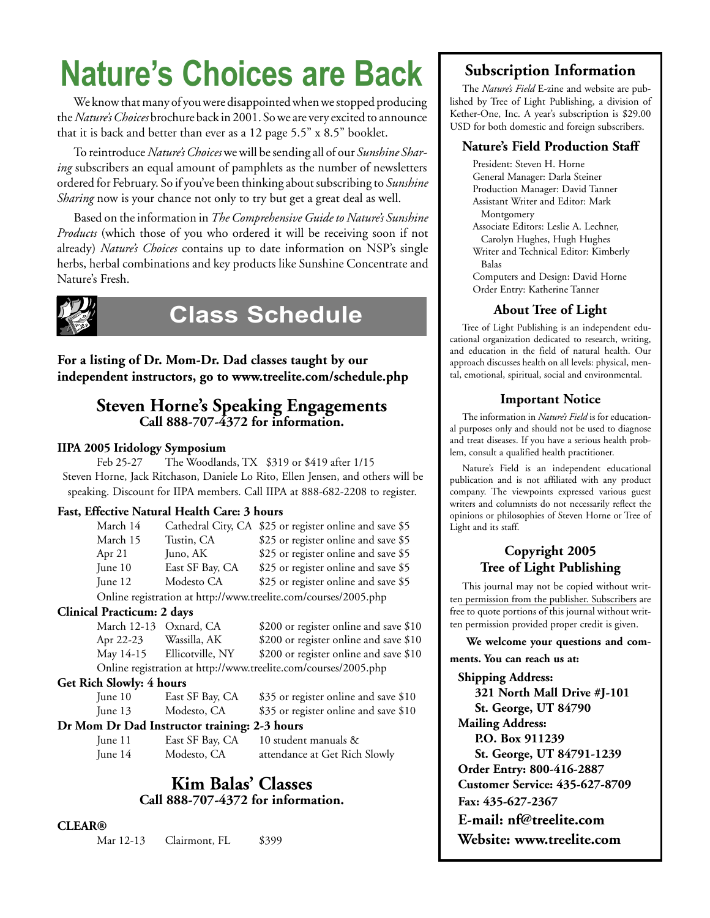# Nature's Choices are Back

We know that many of you were disappointed when we stopped producing the *Nature's Choices* brochure back in 2001. So we are very excited to announce that it is back and better than ever as a 12 page 5.5" x 8.5" booklet.

To reintroduce *Nature's Choices* we will be sending all of our *Sunshine Sharing* subscribers an equal amount of pamphlets as the number of newsletters ordered for February. So if you've been thinking about subscribing to *Sunshine Sharing* now is your chance not only to try but get a great deal as well.

Based on the information in *The Comprehensive Guide to Nature's Sunshine Products* (which those of you who ordered it will be receiving soon if not already) *Nature's Choices* contains up to date information on NSP's single herbs, herbal combinations and key products like Sunshine Concentrate and Nature's Fresh.

## Class Schedule

**For a listing of Dr. Mom-Dr. Dad classes taught by our independent instructors, go to www.treelite.com/schedule.php**

### Steven Horne's Speaking Engagements
**Call 888-707-4372 for information.**

**IIPA 2005 Iridology Symposium**

Feb 25-27 The Woodlands, TX $319 or $419 after 1/15

Steven Horne, Jack Ritchason, Daniele Lo Rito, Ellen Jensen, and others will be speaking. Discount for IIPA members. Call IIPA at 888-682-2208 to register.

**Fast, Effective Natural Health Care: 3 hours**

| | | |
|---|---|---|
| March 14 | Cathedral City, CA | $25 or register online and save $5 |
| March 15 | Tustin, CA | $25 or register online and save $5 |
| Apr 21 | Juno, AK | $25 or register online and save $5 |
| June 10 | East SF Bay, CA | $25 or register online and save $5 |
| June 12 | Modesto CA | $25 or register online and save $5 |

Online registration at http://www.treelite.com/courses/2005.php

**Clinical Practicum: 2 days**

| | | |
|---|---|---|
| March 12-13 | Oxnard, CA | $200 or register online and save $10 |
| Apr 22-23 | Wassilla, AK | $200 or register online and save $10 |
| May 14-15 | Ellicotville, NY | $200 or register online and save $10 |

Online registration at http://www.treelite.com/courses/2005.php

**Get Rich Slowly: 4 hours**

| | | |
|---|---|---|
| June 10 | East SF Bay, CA | $35 or register online and save $10 |
| June 13 | Modesto, CA | $35 or register online and save $10 |

**Dr Mom Dr Dad Instructor training: 2-3 hours**

| | | |
|---|---|---|
| June 11 | East SF Bay, CA | 10 student manuals & |
| June 14 | Modesto, CA | attendance at Get Rich Slowly |

### Kim Balas' Classes
**Call 888-707-4372 for information.**

**CLEAR®**

Mar 12-13 Clairmont, FL $399

## Subscription Information

The *Nature's Field* E-zine and website are published by Tree of Light Publishing, a division of Kether-One, Inc. A year's subscription is $29.00 USD for both domestic and foreign subscribers.

### Nature's Field Production Staff

President: Steven H. Horne
General Manager: Darla Steiner
Production Manager: David Tanner
Assistant Writer and Editor: Mark Montgomery
Associate Editors: Leslie A. Lechner, Carolyn Hughes, Hugh Hughes
Writer and Technical Editor: Kimberly Balas
Computers and Design: David Horne
Order Entry: Katherine Tanner

### About Tree of Light

Tree of Light Publishing is an independent educational organization dedicated to research, writing, and education in the field of natural health. Our approach discusses health on all levels: physical, mental, emotional, spiritual, social and environmental.

### Important Notice

The information in *Nature's Field* is for educational purposes only and should not be used to diagnose and treat diseases. If you have a serious health problem, consult a qualified health practitioner.

Nature's Field is an independent educational publication and is not affiliated with any product company. The viewpoints expressed various guest writers and columnists do not necessarily reflect the opinions or philosophies of Steven Horne or Tree of Light and its staff.

### Copyright 2005 Tree of Light Publishing

This journal may not be copied without written permission from the publisher. Subscribers are free to quote portions of this journal without written permission provided proper credit is given.

**We welcome your questions and comments. You can reach us at:**

**Shipping Address:**
**321 North Mall Drive #J-101**
**St. George, UT 84790**

**Mailing Address:**
**P.O. Box 911239**
**St. George, UT 84791-1239**

**Order Entry: 800-416-2887**
**Customer Service: 435-627-8709**
**Fax: 435-627-2367**
**E-mail: nf@treelite.com**
**Website: www.treelite.com**